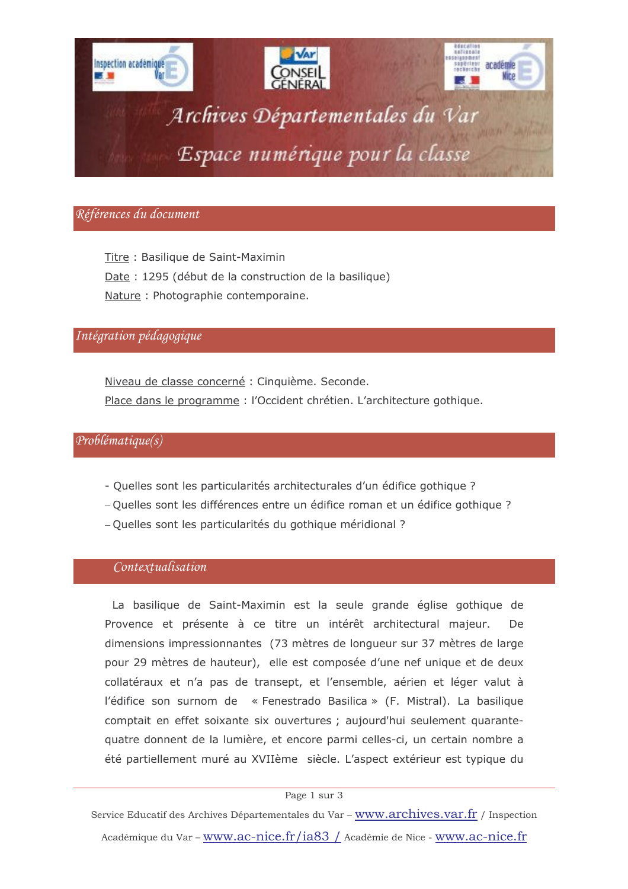# Archives Départementales du Var

## Espace numérique pour la classe

## Références du document

Titre : Basilique de Saint-Maximin

Date : 1295 (début de la construction de la basilique)

Nature : Photographie contemporaine.

## Intégration pédagogique

Niveau de classe concerné : Cinquième. Seconde.

Place dans le programme : l'Occident chrétien. L'architecture gothique.

## Problématique(s)

- Quelles sont les particularités architecturales d'un édifice gothique ?
- Quelles sont les différences entre un édifice roman et un édifice gothique ?
- Quelles sont les particularités du gothique méridional ?

## Contextualisation

La basilique de Saint-Maximin est la seule grande église gothique de Provence et présente à ce titre un intérêt architectural majeur. De dimensions impressionnantes (73 mètres de longueur sur 37 mètres de large pour 29 mètres de hauteur), elle est composée d'une nef unique et de deux collatéraux et n'a pas de transept, et l'ensemble, aérien et léger valut à l'édifice son surnom de « Fenestrado Basilica » (F. Mistral). La basilique comptait en effet soixante six ouvertures ; aujourd'hui seulement quarante-quatre donnent de la lumière, et encore parmi celles-ci, un certain nombre a été partiellement muré au XVIIème siècle. L'aspect extérieur est typique du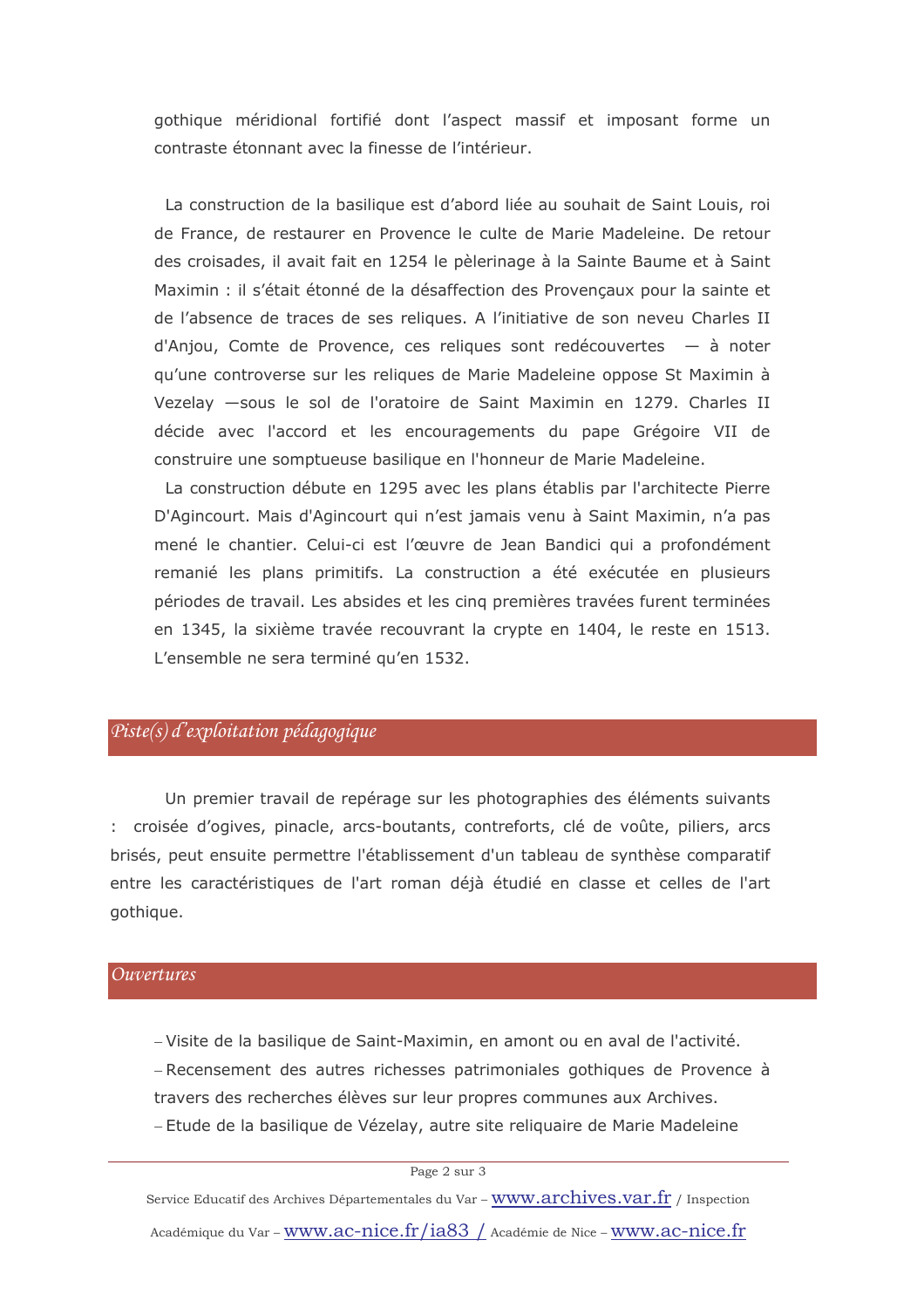gothique méridional fortifié dont l'aspect massif et imposant forme un contraste étonnant avec la finesse de l'intérieur.

La construction de la basilique est d'abord liée au souhait de Saint Louis, roi de France, de restaurer en Provence le culte de Marie Madeleine. De retour des croisades, il avait fait en 1254 le pèlerinage à la Sainte Baume et à Saint Maximin : il s'était étonné de la désaffection des Provençaux pour la sainte et de l'absence de traces de ses reliques. A l'initiative de son neveu Charles II d'Anjou, Comte de Provence, ces reliques sont redécouvertes — à noter qu'une controverse sur les reliques de Marie Madeleine oppose St Maximin à Vezelay —sous le sol de l'oratoire de Saint Maximin en 1279. Charles II décide avec l'accord et les encouragements du pape Grégoire VII de construire une somptueuse basilique en l'honneur de Marie Madeleine.

La construction débute en 1295 avec les plans établis par l'architecte Pierre D'Agincourt. Mais d'Agincourt qui n'est jamais venu à Saint Maximin, n'a pas mené le chantier. Celui-ci est l'œuvre de Jean Bandici qui a profondément remanié les plans primitifs. La construction a été exécutée en plusieurs périodes de travail. Les absides et les cinq premières travées furent terminées en 1345, la sixième travée recouvrant la crypte en 1404, le reste en 1513. L'ensemble ne sera terminé qu'en 1532.

## *Piste(s) d'exploitation pédagogique*

Un premier travail de repérage sur les photographies des éléments suivants : croisée d'ogives, pinacle, arcs-boutants, contreforts, clé de voûte, piliers, arcs brisés, peut ensuite permettre l'établissement d'un tableau de synthèse comparatif entre les caractéristiques de l'art roman déjà étudié en classe et celles de l'art gothique.

## *Ouvertures*

- Visite de la basilique de Saint-Maximin, en amont ou en aval de l'activité.
- Recensement des autres richesses patrimoniales gothiques de Provence à travers des recherches élèves sur leur propres communes aux Archives.
- Etude de la basilique de Vézelay, autre site reliquaire de Marie Madeleine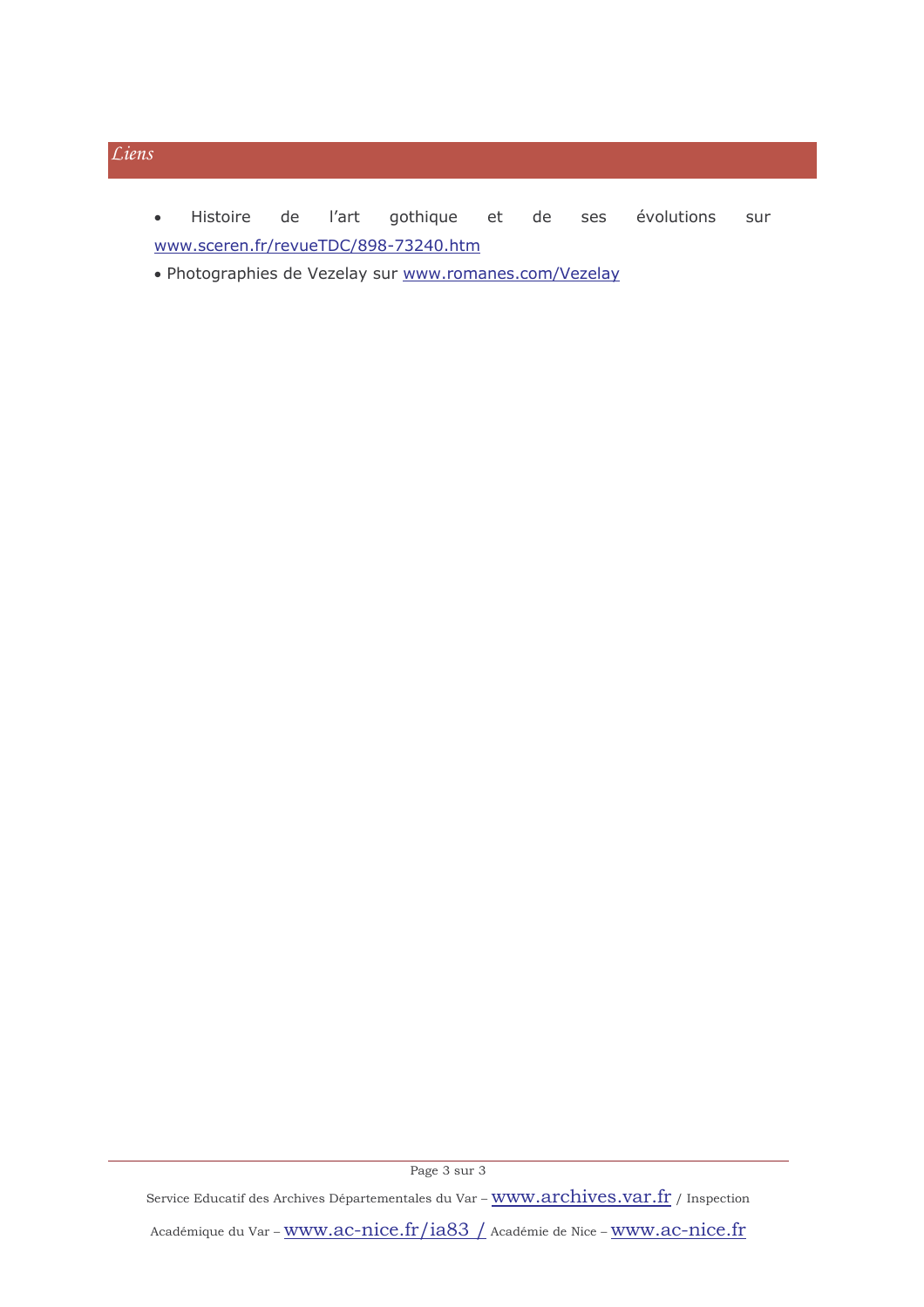## *Liens*

- Histoire de l'art gothique et de ses évolutions sur www.sceren.fr/revueTDC/898-73240.htm
- Photographies de Vezelay sur www.romanes.com/Vezelay